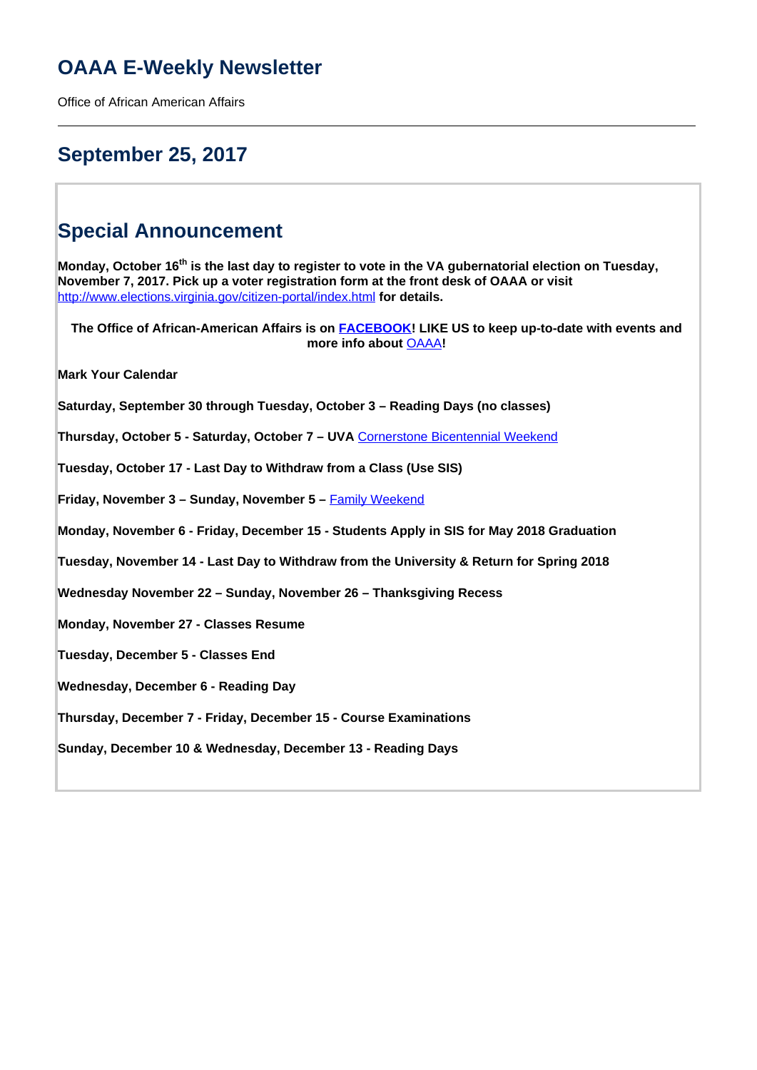# OAAA E-Weekly Newsletter

Office of African American Affairs

---

## September 25, 2017

## Special Announcement

**Monday, October 16th is the last day to register to vote in the VA gubernatorial election on Tuesday, November 7, 2017. Pick up a voter registration form at the front desk of OAAA or visit** http://www.elections.virginia.gov/citizen-portal/index.html **for details.**

**The Office of African-American Affairs is on FACEBOOK! LIKE US to keep up-to-date with events and more info about OAAA!**

**Mark Your Calendar**

**Saturday, September 30 through Tuesday, October 3 – Reading Days (no classes)**

**Thursday, October 5 - Saturday, October 7 – UVA** Cornerstone Bicentennial Weekend

**Tuesday, October 17 - Last Day to Withdraw from a Class (Use SIS)**

**Friday, November 3 – Sunday, November 5 –** Family Weekend

**Monday, November 6 - Friday, December 15 - Students Apply in SIS for May 2018 Graduation**

**Tuesday, November 14 - Last Day to Withdraw from the University & Return for Spring 2018**

**Wednesday November 22 – Sunday, November 26 – Thanksgiving Recess**

**Monday, November 27 - Classes Resume**

**Tuesday, December 5 - Classes End**

**Wednesday, December 6 - Reading Day**

**Thursday, December 7 - Friday, December 15 - Course Examinations**

**Sunday, December 10 & Wednesday, December 13 - Reading Days**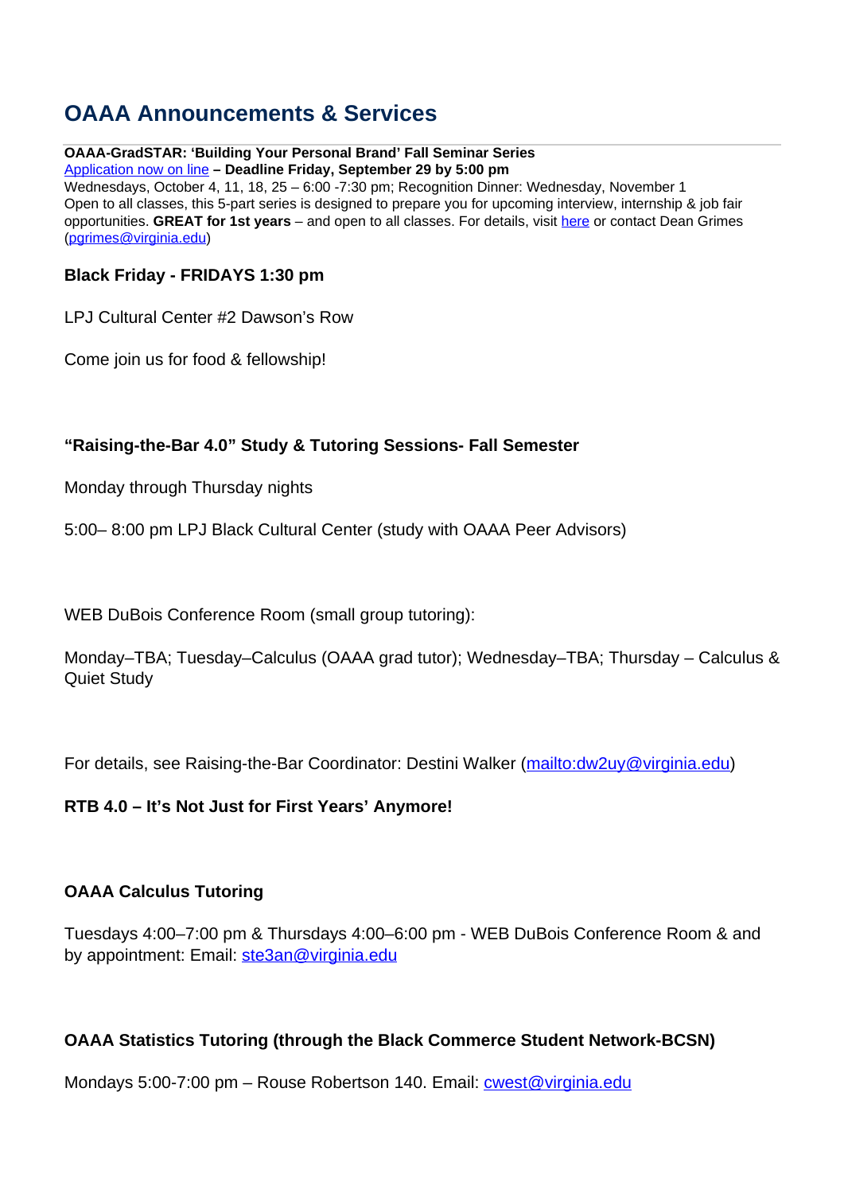# OAAA Announcements & Services

**OAAA-GradSTAR: 'Building Your Personal Brand' Fall Seminar Series**
[Application now on line](#) **– Deadline Friday, September 29 by 5:00 pm**
Wednesdays, October 4, 11, 18, 25 – 6:00 -7:30 pm; Recognition Dinner: Wednesday, November 1
Open to all classes, this 5-part series is designed to prepare you for upcoming interview, internship & job fair opportunities. **GREAT for 1st years** – and open to all classes. For details, visit [here](#) or contact Dean Grimes (pgrimes@virginia.edu)

**Black Friday - FRIDAYS 1:30 pm**

LPJ Cultural Center #2 Dawson's Row

Come join us for food & fellowship!

**"Raising-the-Bar 4.0" Study & Tutoring Sessions- Fall Semester**

Monday through Thursday nights

5:00– 8:00 pm LPJ Black Cultural Center (study with OAAA Peer Advisors)

WEB DuBois Conference Room (small group tutoring):

Monday–TBA; Tuesday–Calculus (OAAA grad tutor); Wednesday–TBA; Thursday – Calculus & Quiet Study

For details, see Raising-the-Bar Coordinator: Destini Walker (mailto:dw2uy@virginia.edu)

**RTB 4.0 – It's Not Just for First Years' Anymore!**

**OAAA Calculus Tutoring**

Tuesdays 4:00–7:00 pm & Thursdays 4:00–6:00 pm - WEB DuBois Conference Room & and by appointment: Email: ste3an@virginia.edu

**OAAA Statistics Tutoring (through the Black Commerce Student Network-BCSN)**

Mondays 5:00-7:00 pm – Rouse Robertson 140. Email: cwest@virginia.edu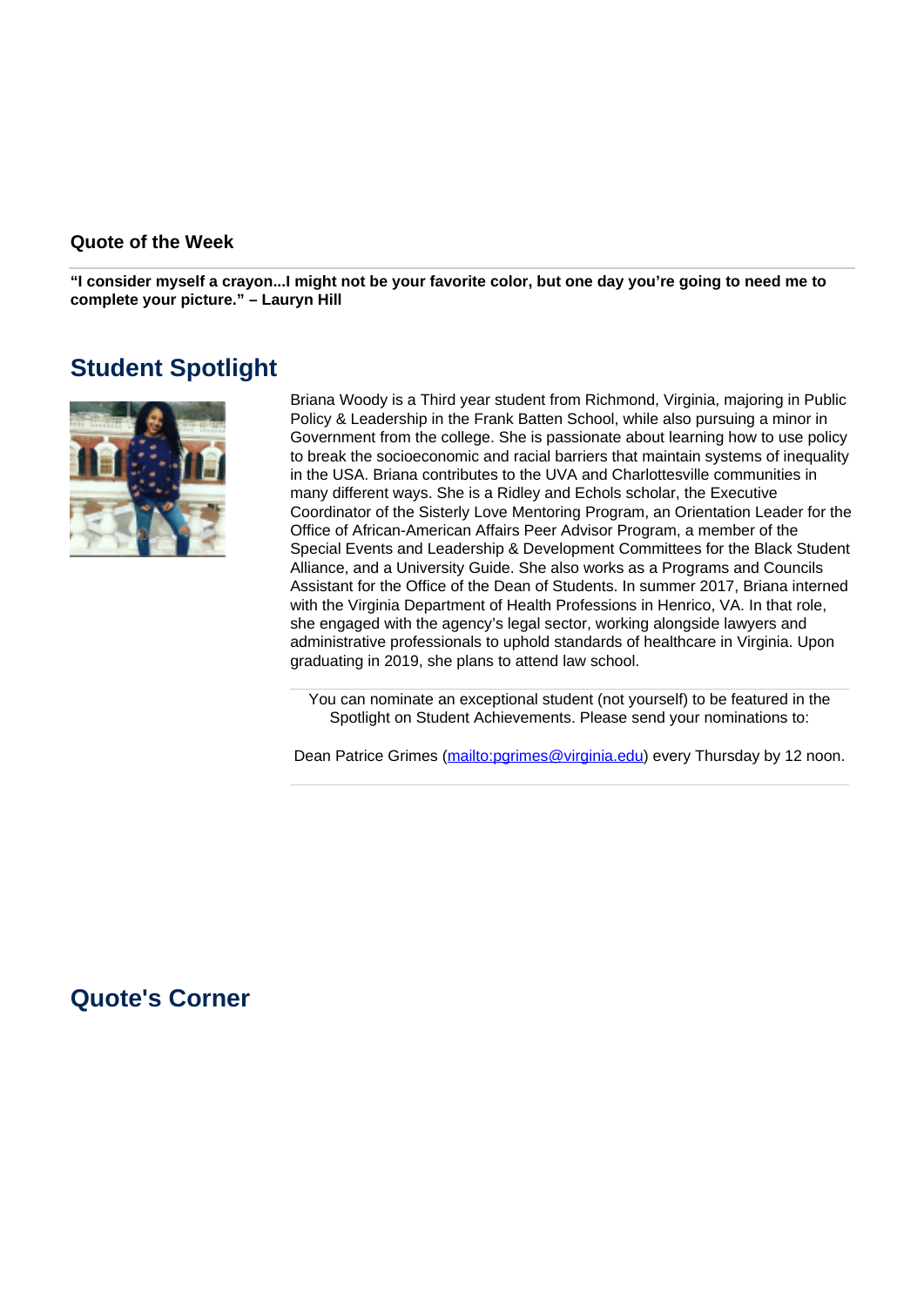### Quote of the Week

**"I consider myself a crayon...I might not be your favorite color, but one day you're going to need me to complete your picture." – Lauryn Hill**

## Student Spotlight

Briana Woody is a Third year student from Richmond, Virginia, majoring in Public Policy & Leadership in the Frank Batten School, while also pursuing a minor in Government from the college. She is passionate about learning how to use policy to break the socioeconomic and racial barriers that maintain systems of inequality in the USA. Briana contributes to the UVA and Charlottesville communities in many different ways. She is a Ridley and Echols scholar, the Executive Coordinator of the Sisterly Love Mentoring Program, an Orientation Leader for the Office of African-American Affairs Peer Advisor Program, a member of the Special Events and Leadership & Development Committees for the Black Student Alliance, and a University Guide. She also works as a Programs and Councils Assistant for the Office of the Dean of Students. In summer 2017, Briana interned with the Virginia Department of Health Professions in Henrico, VA. In that role, she engaged with the agency's legal sector, working alongside lawyers and administrative professionals to uphold standards of healthcare in Virginia. Upon graduating in 2019, she plans to attend law school.

You can nominate an exceptional student (not yourself) to be featured in the Spotlight on Student Achievements. Please send your nominations to:

Dean Patrice Grimes (mailto:pgrimes@virginia.edu) every Thursday by 12 noon.

## Quote's Corner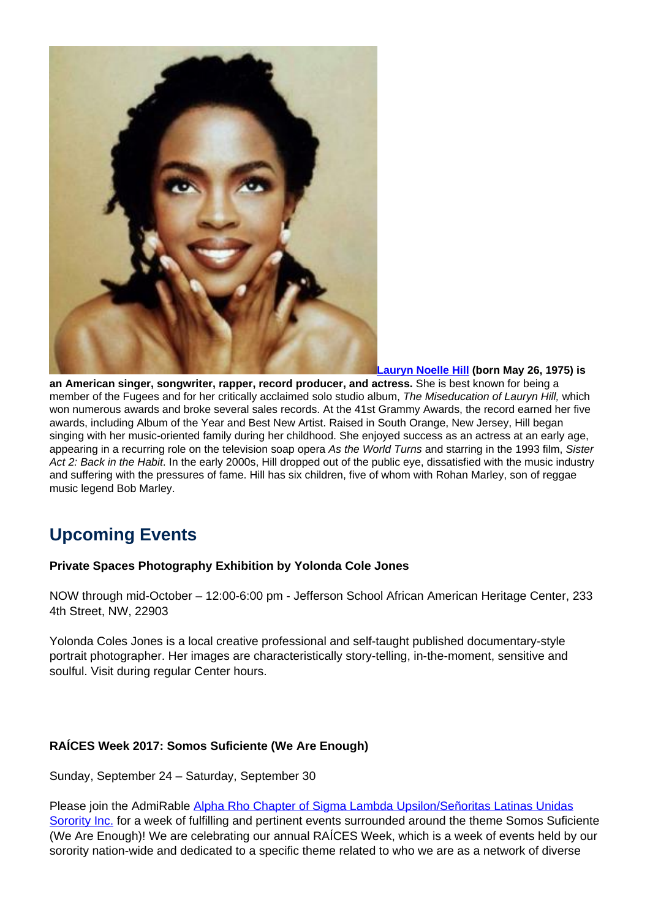**Lauryn Noelle Hill (born May 26, 1975) is an American singer, songwriter, rapper, record producer, and actress.** She is best known for being a member of the Fugees and for her critically acclaimed solo studio album, *The Miseducation of Lauryn Hill,* which won numerous awards and broke several sales records. At the 41st Grammy Awards, the record earned her five awards, including Album of the Year and Best New Artist. Raised in South Orange, New Jersey, Hill began singing with her music-oriented family during her childhood. She enjoyed success as an actress at an early age, appearing in a recurring role on the television soap opera *As the World Turns* and starring in the 1993 film, *Sister Act 2: Back in the Habit*. In the early 2000s, Hill dropped out of the public eye, dissatisfied with the music industry and suffering with the pressures of fame. Hill has six children, five of whom with Rohan Marley, son of reggae music legend Bob Marley.

## Upcoming Events

**Private Spaces Photography Exhibition by Yolonda Cole Jones**

NOW through mid-October – 12:00-6:00 pm - Jefferson School African American Heritage Center, 233 4th Street, NW, 22903

Yolonda Coles Jones is a local creative professional and self-taught published documentary-style portrait photographer. Her images are characteristically story-telling, in-the-moment, sensitive and soulful. Visit during regular Center hours.

**RAÍCES Week 2017: Somos Suficiente (We Are Enough)**

Sunday, September 24 – Saturday, September 30

Please join the AdmiRable Alpha Rho Chapter of Sigma Lambda Upsilon/Señoritas Latinas Unidas Sorority Inc. for a week of fulfilling and pertinent events surrounded around the theme Somos Suficiente (We Are Enough)! We are celebrating our annual RAÍCES Week, which is a week of events held by our sorority nation-wide and dedicated to a specific theme related to who we are as a network of diverse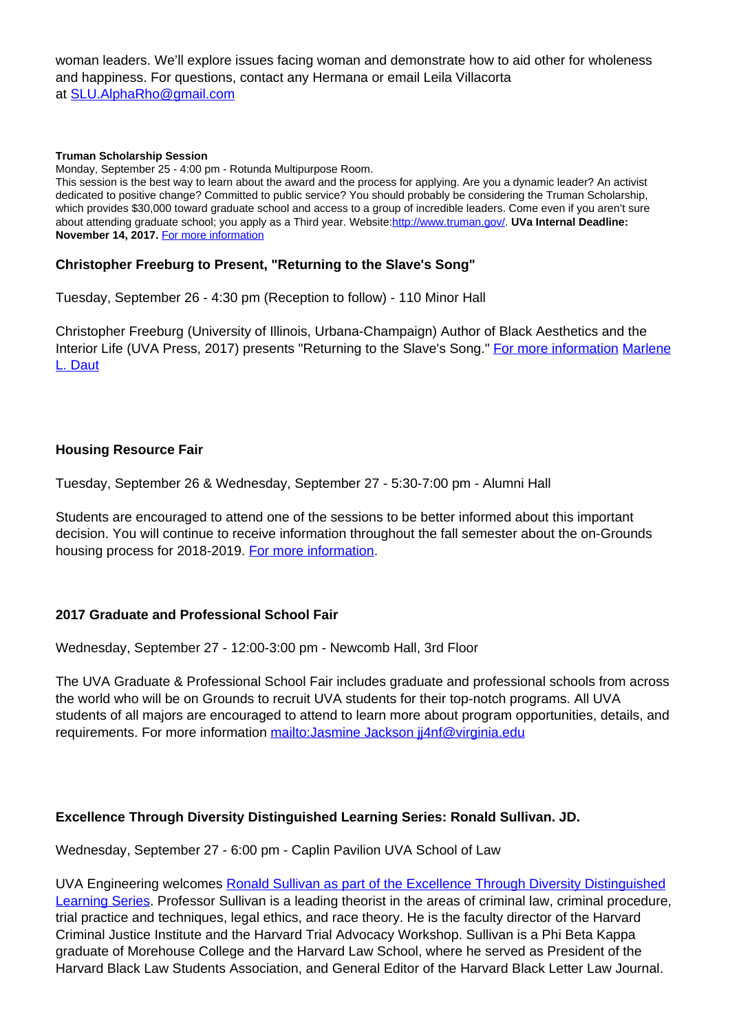woman leaders. We'll explore issues facing woman and demonstrate how to aid other for wholeness and happiness. For questions, contact any Hermana or email Leila Villacorta at [SLU.AlphaRho@gmail.com](mailto:SLU.AlphaRho@gmail.com)

**Truman Scholarship Session**

Monday, September 25 - 4:00 pm - Rotunda Multipurpose Room.

This session is the best way to learn about the award and the process for applying. Are you a dynamic leader? An activist dedicated to positive change? Committed to public service? You should probably be considering the Truman Scholarship, which provides $30,000 toward graduate school and access to a group of incredible leaders. Come even if you aren't sure about attending graduate school; you apply as a Third year. Website:[http://www.truman.gov/](http://www.truman.gov/). **UVa Internal Deadline: November 14, 2017.** For more information

### Christopher Freeburg to Present, "Returning to the Slave's Song"

Tuesday, September 26 - 4:30 pm (Reception to follow) - 110 Minor Hall

Christopher Freeburg (University of Illinois, Urbana-Champaign) Author of Black Aesthetics and the Interior Life (UVA Press, 2017) presents "Returning to the Slave's Song." For more information Marlene L. Daut

### Housing Resource Fair

Tuesday, September 26 & Wednesday, September 27 - 5:30-7:00 pm - Alumni Hall

Students are encouraged to attend one of the sessions to be better informed about this important decision. You will continue to receive information throughout the fall semester about the on-Grounds housing process for 2018-2019. For more information.

### 2017 Graduate and Professional School Fair

Wednesday, September 27 - 12:00-3:00 pm - Newcomb Hall, 3rd Floor

The UVA Graduate & Professional School Fair includes graduate and professional schools from across the world who will be on Grounds to recruit UVA students for their top-notch programs. All UVA students of all majors are encouraged to attend to learn more about program opportunities, details, and requirements. For more information mailto:Jasmine Jackson jj4nf@virginia.edu

### Excellence Through Diversity Distinguished Learning Series: Ronald Sullivan. JD.

Wednesday, September 27 - 6:00 pm - Caplin Pavilion UVA School of Law

UVA Engineering welcomes Ronald Sullivan as part of the Excellence Through Diversity Distinguished Learning Series. Professor Sullivan is a leading theorist in the areas of criminal law, criminal procedure, trial practice and techniques, legal ethics, and race theory. He is the faculty director of the Harvard Criminal Justice Institute and the Harvard Trial Advocacy Workshop. Sullivan is a Phi Beta Kappa graduate of Morehouse College and the Harvard Law School, where he served as President of the Harvard Black Law Students Association, and General Editor of the Harvard Black Letter Law Journal.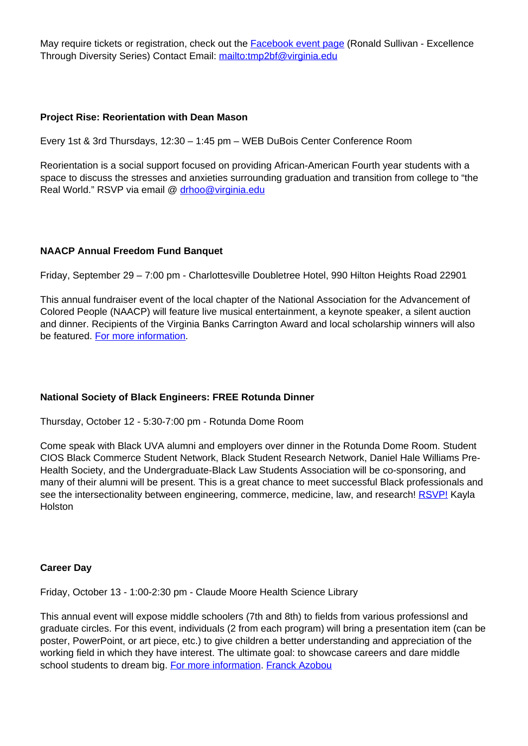May require tickets or registration, check out the [Facebook event page] (Ronald Sullivan - Excellence Through Diversity Series) Contact Email: mailto:tmp2bf@virginia.edu

**Project Rise: Reorientation with Dean Mason**

Every 1st & 3rd Thursdays, 12:30 – 1:45 pm – WEB DuBois Center Conference Room

Reorientation is a social support focused on providing African-American Fourth year students with a space to discuss the stresses and anxieties surrounding graduation and transition from college to "the Real World." RSVP via email @ drhoo@virginia.edu

**NAACP Annual Freedom Fund Banquet**

Friday, September 29 – 7:00 pm - Charlottesville Doubletree Hotel, 990 Hilton Heights Road 22901

This annual fundraiser event of the local chapter of the National Association for the Advancement of Colored People (NAACP) will feature live musical entertainment, a keynote speaker, a silent auction and dinner. Recipients of the Virginia Banks Carrington Award and local scholarship winners will also be featured. For more information.

**National Society of Black Engineers: FREE Rotunda Dinner**

Thursday, October 12 - 5:30-7:00 pm - Rotunda Dome Room

Come speak with Black UVA alumni and employers over dinner in the Rotunda Dome Room. Student CIOS Black Commerce Student Network, Black Student Research Network, Daniel Hale Williams Pre-Health Society, and the Undergraduate-Black Law Students Association will be co-sponsoring, and many of their alumni will be present. This is a great chance to meet successful Black professionals and see the intersectionality between engineering, commerce, medicine, law, and research! RSVP! Kayla Holston

**Career Day**

Friday, October 13 - 1:00-2:30 pm - Claude Moore Health Science Library

This annual event will expose middle schoolers (7th and 8th) to fields from various professionsl and graduate circles. For this event, individuals (2 from each program) will bring a presentation item (can be poster, PowerPoint, or art piece, etc.) to give children a better understanding and appreciation of the working field in which they have interest. The ultimate goal: to showcase careers and dare middle school students to dream big. For more information. Franck Azobou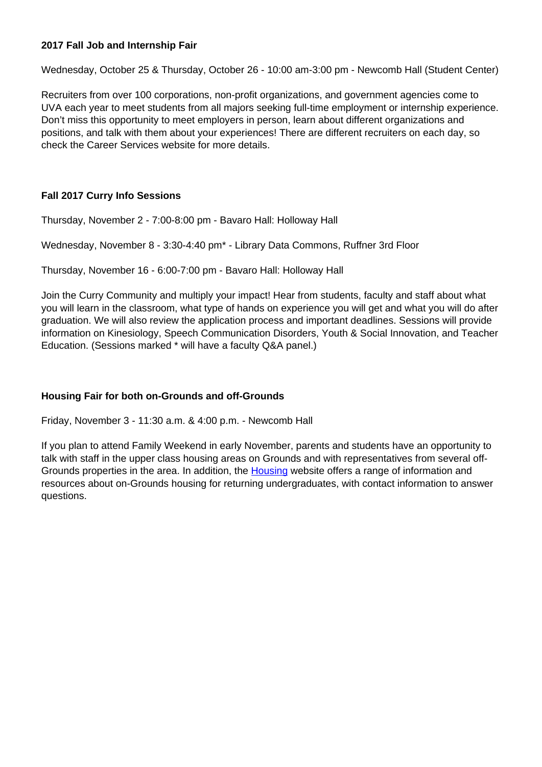**2017 Fall Job and Internship Fair**

Wednesday, October 25 & Thursday, October 26 - 10:00 am-3:00 pm - Newcomb Hall (Student Center)

Recruiters from over 100 corporations, non-profit organizations, and government agencies come to UVA each year to meet students from all majors seeking full-time employment or internship experience. Don't miss this opportunity to meet employers in person, learn about different organizations and positions, and talk with them about your experiences! There are different recruiters on each day, so check the Career Services website for more details.

**Fall 2017 Curry Info Sessions**

Thursday, November 2 - 7:00-8:00 pm - Bavaro Hall: Holloway Hall

Wednesday, November 8 - 3:30-4:40 pm* - Library Data Commons, Ruffner 3rd Floor

Thursday, November 16 - 6:00-7:00 pm - Bavaro Hall: Holloway Hall

Join the Curry Community and multiply your impact! Hear from students, faculty and staff about what you will learn in the classroom, what type of hands on experience you will get and what you will do after graduation. We will also review the application process and important deadlines. Sessions will provide information on Kinesiology, Speech Communication Disorders, Youth & Social Innovation, and Teacher Education. (Sessions marked * will have a faculty Q&A panel.)

**Housing Fair for both on-Grounds and off-Grounds**

Friday, November 3 - 11:30 a.m. & 4:00 p.m. - Newcomb Hall

If you plan to attend Family Weekend in early November, parents and students have an opportunity to talk with staff in the upper class housing areas on Grounds and with representatives from several off-Grounds properties in the area. In addition, the Housing website offers a range of information and resources about on-Grounds housing for returning undergraduates, with contact information to answer questions.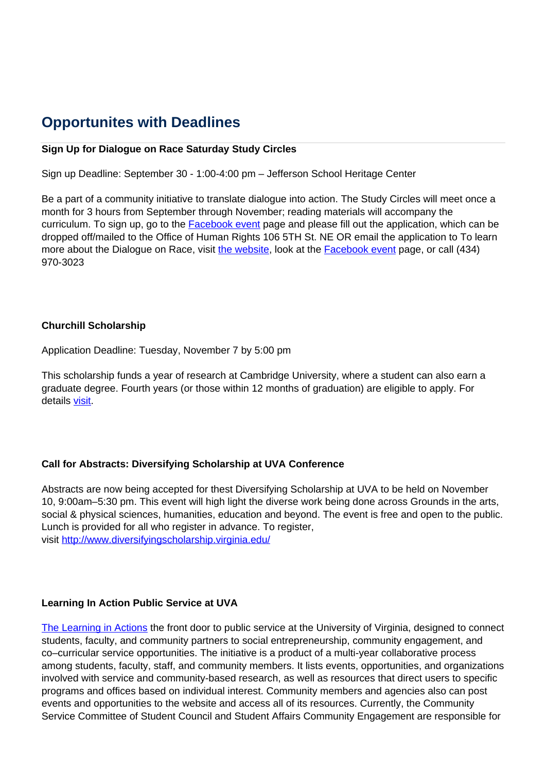## Opportunites with Deadlines

**Sign Up for Dialogue on Race Saturday Study Circles**

Sign up Deadline: September 30 - 1:00-4:00 pm – Jefferson School Heritage Center

Be a part of a community initiative to translate dialogue into action. The Study Circles will meet once a month for 3 hours from September through November; reading materials will accompany the curriculum. To sign up, go to the Facebook event page and please fill out the application, which can be dropped off/mailed to the Office of Human Rights 106 5TH St. NE OR email the application to To learn more about the Dialogue on Race, visit the website, look at the Facebook event page, or call (434) 970-3023

**Churchill Scholarship**

Application Deadline: Tuesday, November 7 by 5:00 pm

This scholarship funds a year of research at Cambridge University, where a student can also earn a graduate degree. Fourth years (or those within 12 months of graduation) are eligible to apply. For details visit.

**Call for Abstracts: Diversifying Scholarship at UVA Conference**

Abstracts are now being accepted for thest Diversifying Scholarship at UVA to be held on November 10, 9:00am–5:30 pm. This event will high light the diverse work being done across Grounds in the arts, social & physical sciences, humanities, education and beyond. The event is free and open to the public. Lunch is provided for all who register in advance. To register, visit http://www.diversifyingscholarship.virginia.edu/

**Learning In Action Public Service at UVA**

The Learning in Actions the front door to public service at the University of Virginia, designed to connect students, faculty, and community partners to social entrepreneurship, community engagement, and co–curricular service opportunities. The initiative is a product of a multi-year collaborative process among students, faculty, staff, and community members. It lists events, opportunities, and organizations involved with service and community-based research, as well as resources that direct users to specific programs and offices based on individual interest. Community members and agencies also can post events and opportunities to the website and access all of its resources. Currently, the Community Service Committee of Student Council and Student Affairs Community Engagement are responsible for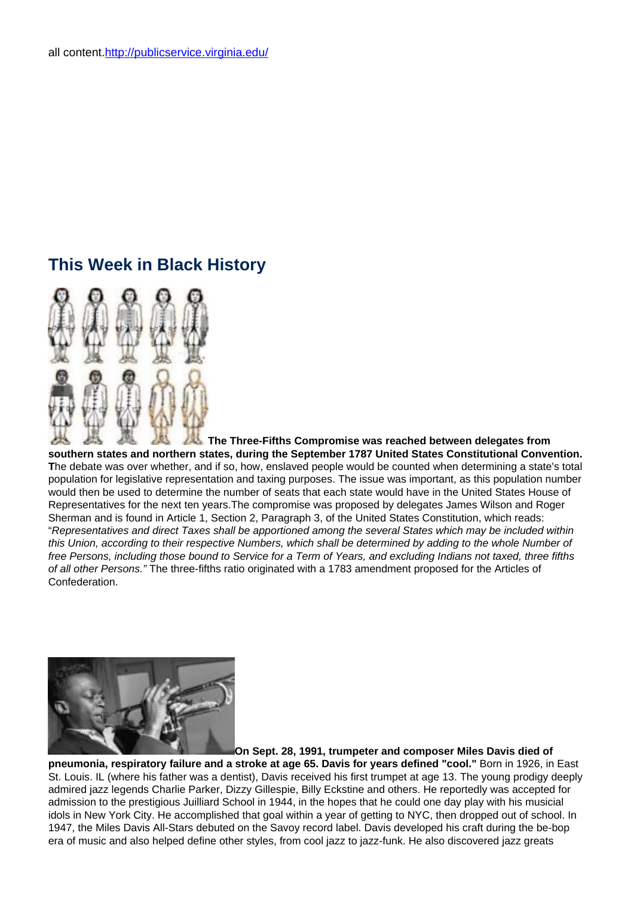all content.[http://publicservice.virginia.edu/](http://publicservice.virginia.edu/)

## This Week in Black History

**The Three-Fifths Compromise was reached between delegates from southern states and northern states, during the September 1787 United States Constitutional Convention. T**he debate was over whether, and if so, how, enslaved people would be counted when determining a state's total population for legislative representation and taxing purposes. The issue was important, as this population number would then be used to determine the number of seats that each state would have in the United States House of Representatives for the next ten years.The compromise was proposed by delegates James Wilson and Roger Sherman and is found in Article 1, Section 2, Paragraph 3, of the United States Constitution, which reads: "*Representatives and direct Taxes shall be apportioned among the several States which may be included within this Union, according to their respective Numbers, which shall be determined by adding to the whole Number of free Persons, including those bound to Service for a Term of Years, and excluding Indians not taxed, three fifths of all other Persons."* The three-fifths ratio originated with a 1783 amendment proposed for the Articles of Confederation.

**On Sept. 28, 1991, trumpeter and composer Miles Davis died of pneumonia, respiratory failure and a stroke at age 65. Davis for years defined "cool."** Born in 1926, in East St. Louis. IL (where his father was a dentist), Davis received his first trumpet at age 13. The young prodigy deeply admired jazz legends Charlie Parker, Dizzy Gillespie, Billy Eckstine and others. He reportedly was accepted for admission to the prestigious Juilliard School in 1944, in the hopes that he could one day play with his musical idols in New York City. He accomplished that goal within a year of getting to NYC, then dropped out of school. In 1947, the Miles Davis All-Stars debuted on the Savoy record label. Davis developed his craft during the be-bop era of music and also helped define other styles, from cool jazz to jazz-funk. He also discovered jazz greats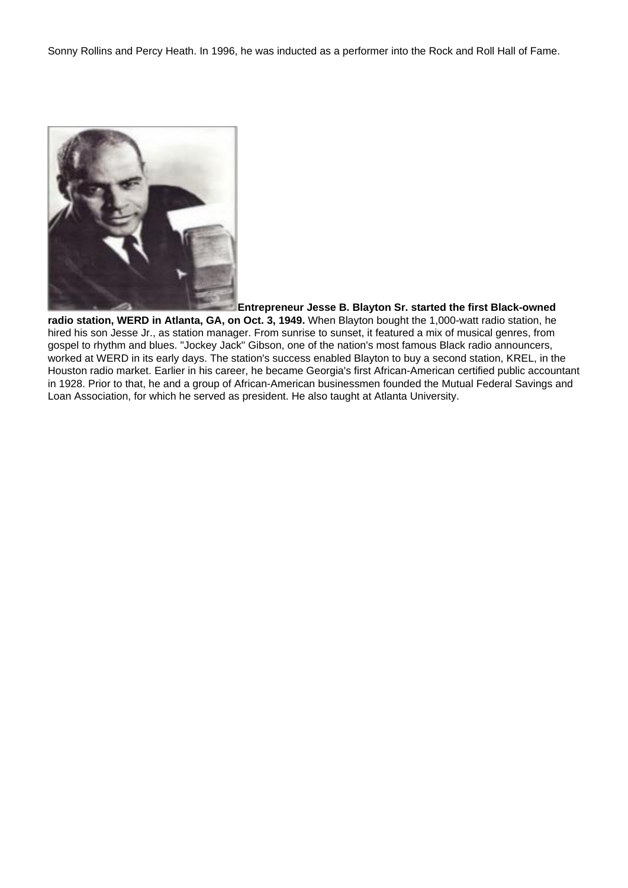Sonny Rollins and Percy Heath. In 1996, he was inducted as a performer into the Rock and Roll Hall of Fame.

**Entrepreneur Jesse B. Blayton Sr. started the first Black-owned radio station, WERD in Atlanta, GA, on Oct. 3, 1949.** When Blayton bought the 1,000-watt radio station, he hired his son Jesse Jr., as station manager. From sunrise to sunset, it featured a mix of musical genres, from gospel to rhythm and blues. "Jockey Jack" Gibson, one of the nation's most famous Black radio announcers, worked at WERD in its early days. The station's success enabled Blayton to buy a second station, KREL, in the Houston radio market. Earlier in his career, he became Georgia's first African-American certified public accountant in 1928. Prior to that, he and a group of African-American businessmen founded the Mutual Federal Savings and Loan Association, for which he served as president. He also taught at Atlanta University.